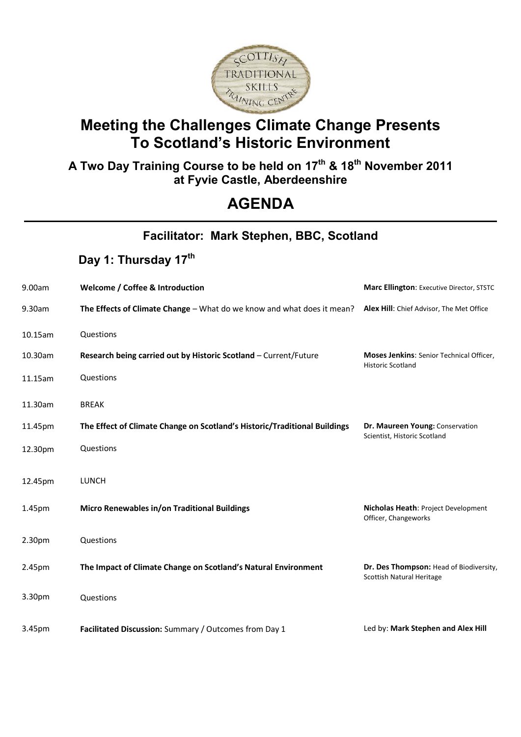# Meeting the Challenges Climate Change Presents To Scotland's Historic Environment

### A Two Day Training Course to be held on 17th & 18th November 2011 at Fyvie Castle, Aberdeenshire

## AGENDA

### Facilitator: Mark Stephen, BBC, Scotland

### Day 1: Thursday 17th

| | | |
|---|---|---|
| 9.00am | **Welcome / Coffee & Introduction** | **Marc Ellington**: Executive Director, STSTC |
| 9.30am | **The Effects of Climate Change** – What do we know and what does it mean? | **Alex Hill**: Chief Advisor, The Met Office |
| 10.15am | Questions | |
| 10.30am | **Research being carried out by Historic Scotland** – Current/Future | **Moses Jenkins**: Senior Technical Officer, Historic Scotland |
| 11.15am | Questions | |
| 11.30am | BREAK | |
| 11.45pm | **The Effect of Climate Change on Scotland's Historic/Traditional Buildings** | **Dr. Maureen Young:** Conservation Scientist, Historic Scotland |
| 12.30pm | Questions | |
| 12.45pm | LUNCH | |
| 1.45pm | **Micro Renewables in/on Traditional Buildings** | **Nicholas Heath**: Project Development Officer, Changeworks |
| 2.30pm | Questions | |
| 2.45pm | **The Impact of Climate Change on Scotland's Natural Environment** | **Dr. Des Thompson:** Head of Biodiversity, Scottish Natural Heritage |
| 3.30pm | Questions | |
| 3.45pm | **Facilitated Discussion:** Summary / Outcomes from Day 1 | Led by: **Mark Stephen and Alex Hill** |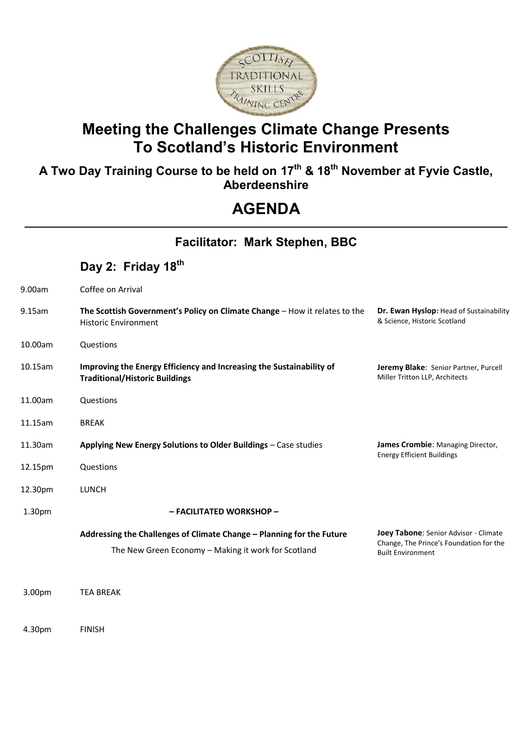# Meeting the Challenges Climate Change Presents To Scotland's Historic Environment

### A Two Day Training Course to be held on 17th & 18th November at Fyvie Castle, Aberdeenshire

## AGENDA

### Facilitator: Mark Stephen, BBC

### Day 2: Friday 18th

| | | |
|---|---|---|
| 9.00am | Coffee on Arrival | |
| 9.15am | **The Scottish Government's Policy on Climate Change** – How it relates to the Historic Environment | **Dr. Ewan Hyslop:** Head of Sustainability & Science, Historic Scotland |
| 10.00am | Questions | |
| 10.15am | **Improving the Energy Efficiency and Increasing the Sustainability of Traditional/Historic Buildings** | **Jeremy Blake**: Senior Partner, Purcell Miller Tritton LLP, Architects |
| 11.00am | Questions | |
| 11.15am | BREAK | |
| 11.30am | **Applying New Energy Solutions to Older Buildings** – Case studies | **James Crombie**: Managing Director, Energy Efficient Buildings |
| 12.15pm | Questions | |
| 12.30pm | LUNCH | |
| 1.30pm | **– FACILITATED WORKSHOP –** | |
| | **Addressing the Challenges of Climate Change – Planning for the Future**<br>The New Green Economy – Making it work for Scotland | **Joey Tabone**: Senior Advisor - Climate Change, The Prince's Foundation for the Built Environment |
| 3.00pm | TEA BREAK | |
| 4.30pm | FINISH | |